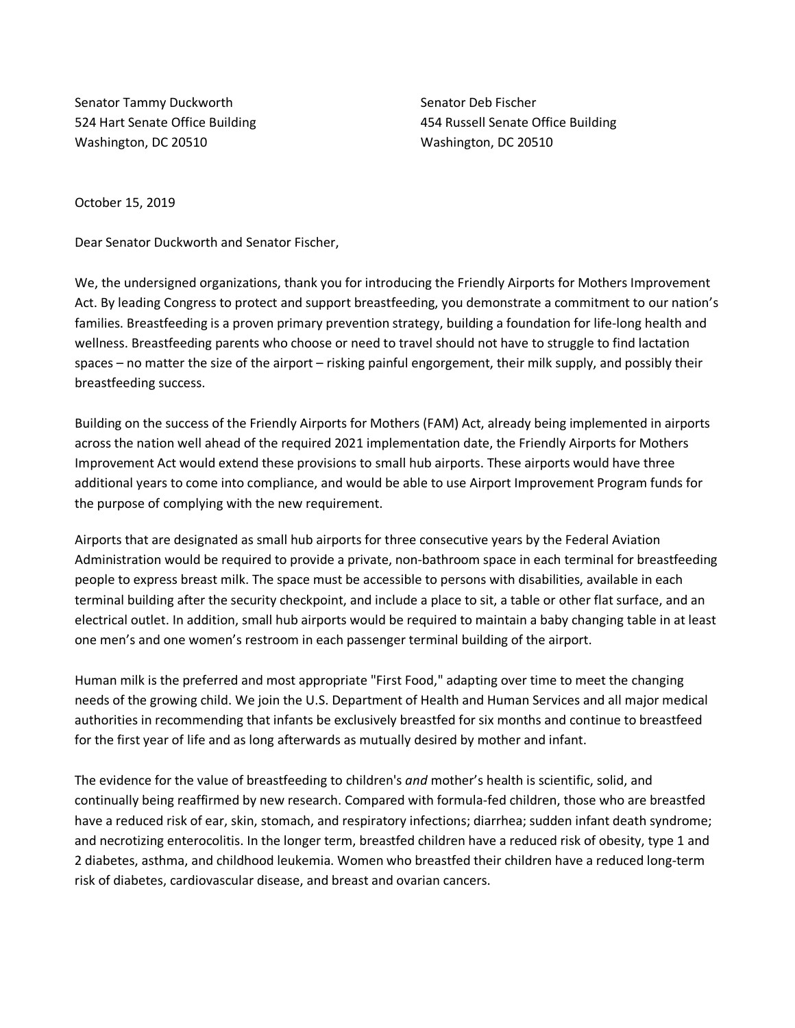Senator Tammy Duckworth
524 Hart Senate Office Building
Washington, DC 20510

Senator Deb Fischer
454 Russell Senate Office Building
Washington, DC 20510

October 15, 2019

Dear Senator Duckworth and Senator Fischer,

We, the undersigned organizations, thank you for introducing the Friendly Airports for Mothers Improvement Act. By leading Congress to protect and support breastfeeding, you demonstrate a commitment to our nation's families. Breastfeeding is a proven primary prevention strategy, building a foundation for life-long health and wellness. Breastfeeding parents who choose or need to travel should not have to struggle to find lactation spaces – no matter the size of the airport – risking painful engorgement, their milk supply, and possibly their breastfeeding success.

Building on the success of the Friendly Airports for Mothers (FAM) Act, already being implemented in airports across the nation well ahead of the required 2021 implementation date, the Friendly Airports for Mothers Improvement Act would extend these provisions to small hub airports. These airports would have three additional years to come into compliance, and would be able to use Airport Improvement Program funds for the purpose of complying with the new requirement.

Airports that are designated as small hub airports for three consecutive years by the Federal Aviation Administration would be required to provide a private, non-bathroom space in each terminal for breastfeeding people to express breast milk. The space must be accessible to persons with disabilities, available in each terminal building after the security checkpoint, and include a place to sit, a table or other flat surface, and an electrical outlet. In addition, small hub airports would be required to maintain a baby changing table in at least one men's and one women's restroom in each passenger terminal building of the airport.

Human milk is the preferred and most appropriate "First Food," adapting over time to meet the changing needs of the growing child. We join the U.S. Department of Health and Human Services and all major medical authorities in recommending that infants be exclusively breastfed for six months and continue to breastfeed for the first year of life and as long afterwards as mutually desired by mother and infant.

The evidence for the value of breastfeeding to children's *and* mother's health is scientific, solid, and continually being reaffirmed by new research. Compared with formula-fed children, those who are breastfed have a reduced risk of ear, skin, stomach, and respiratory infections; diarrhea; sudden infant death syndrome; and necrotizing enterocolitis. In the longer term, breastfed children have a reduced risk of obesity, type 1 and 2 diabetes, asthma, and childhood leukemia. Women who breastfed their children have a reduced long-term risk of diabetes, cardiovascular disease, and breast and ovarian cancers.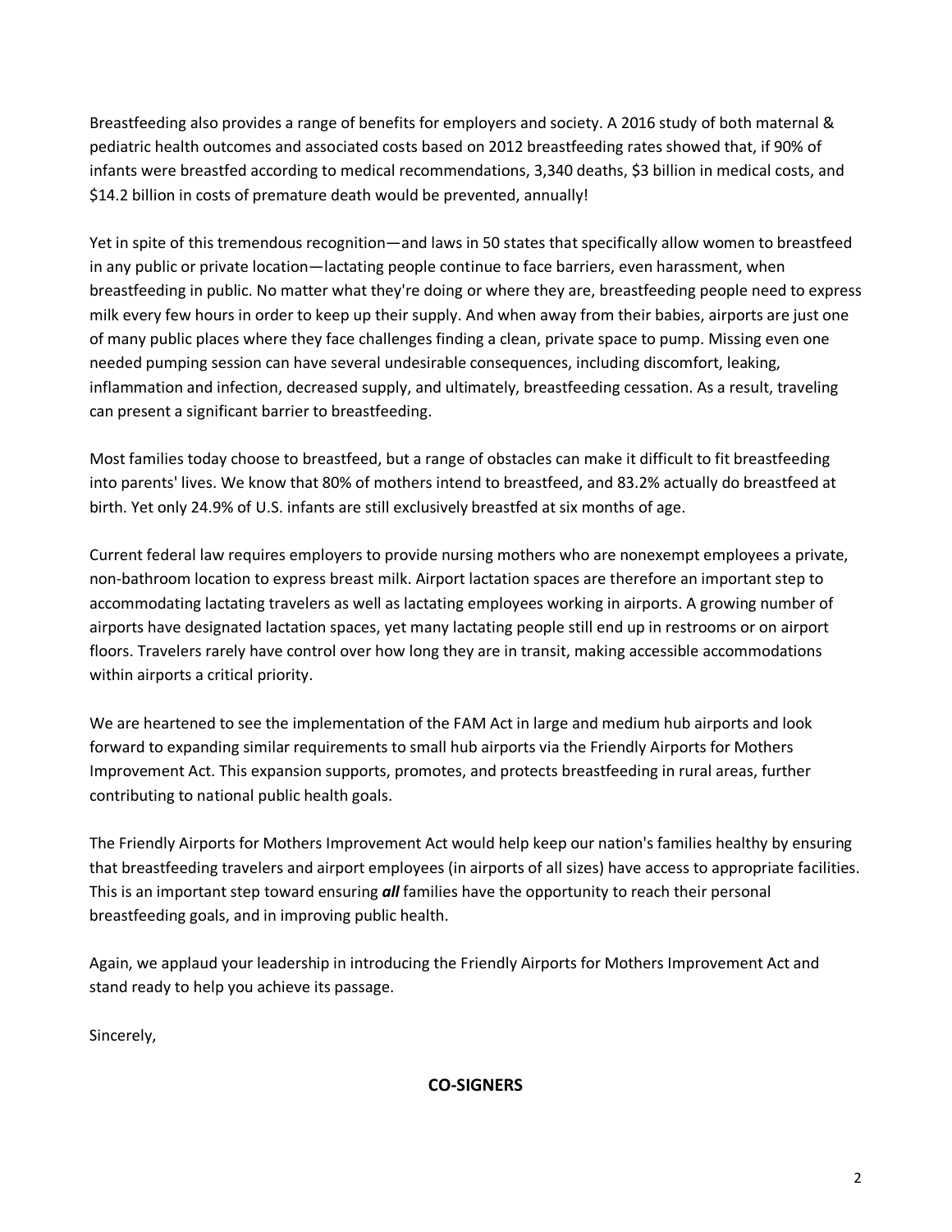Breastfeeding also provides a range of benefits for employers and society. A 2016 study of both maternal & pediatric health outcomes and associated costs based on 2012 breastfeeding rates showed that, if 90% of infants were breastfed according to medical recommendations, 3,340 deaths, $3 billion in medical costs, and $14.2 billion in costs of premature death would be prevented, annually!

Yet in spite of this tremendous recognition—and laws in 50 states that specifically allow women to breastfeed in any public or private location—lactating people continue to face barriers, even harassment, when breastfeeding in public. No matter what they're doing or where they are, breastfeeding people need to express milk every few hours in order to keep up their supply. And when away from their babies, airports are just one of many public places where they face challenges finding a clean, private space to pump. Missing even one needed pumping session can have several undesirable consequences, including discomfort, leaking, inflammation and infection, decreased supply, and ultimately, breastfeeding cessation. As a result, traveling can present a significant barrier to breastfeeding.

Most families today choose to breastfeed, but a range of obstacles can make it difficult to fit breastfeeding into parents' lives. We know that 80% of mothers intend to breastfeed, and 83.2% actually do breastfeed at birth. Yet only 24.9% of U.S. infants are still exclusively breastfed at six months of age.

Current federal law requires employers to provide nursing mothers who are nonexempt employees a private, non-bathroom location to express breast milk. Airport lactation spaces are therefore an important step to accommodating lactating travelers as well as lactating employees working in airports. A growing number of airports have designated lactation spaces, yet many lactating people still end up in restrooms or on airport floors. Travelers rarely have control over how long they are in transit, making accessible accommodations within airports a critical priority.

We are heartened to see the implementation of the FAM Act in large and medium hub airports and look forward to expanding similar requirements to small hub airports via the Friendly Airports for Mothers Improvement Act. This expansion supports, promotes, and protects breastfeeding in rural areas, further contributing to national public health goals.

The Friendly Airports for Mothers Improvement Act would help keep our nation's families healthy by ensuring that breastfeeding travelers and airport employees (in airports of all sizes) have access to appropriate facilities. This is an important step toward ensuring ***all*** families have the opportunity to reach their personal breastfeeding goals, and in improving public health.

Again, we applaud your leadership in introducing the Friendly Airports for Mothers Improvement Act and stand ready to help you achieve its passage.

Sincerely,

**CO-SIGNERS**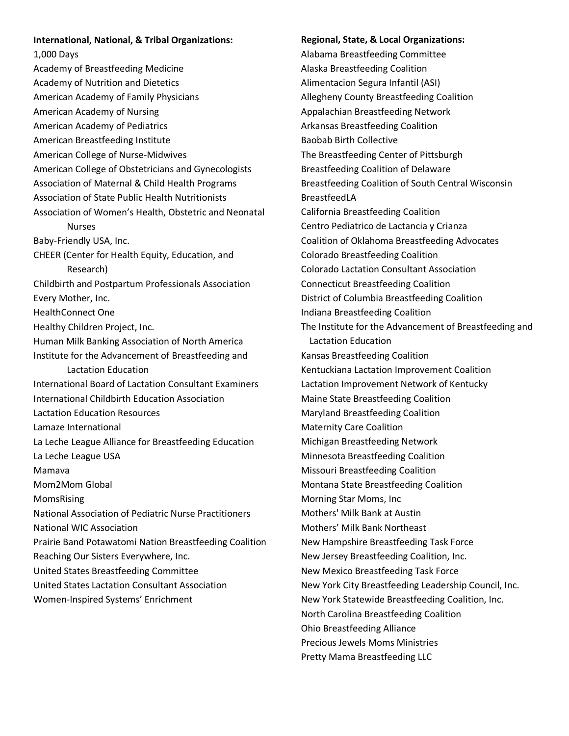**International, National, & Tribal Organizations:**

1,000 Days
Academy of Breastfeeding Medicine
Academy of Nutrition and Dietetics
American Academy of Family Physicians
American Academy of Nursing
American Academy of Pediatrics
American Breastfeeding Institute
American College of Nurse-Midwives
American College of Obstetricians and Gynecologists
Association of Maternal & Child Health Programs
Association of State Public Health Nutritionists
Association of Women's Health, Obstetric and Neonatal Nurses
Baby-Friendly USA, Inc.
CHEER (Center for Health Equity, Education, and Research)
Childbirth and Postpartum Professionals Association
Every Mother, Inc.
HealthConnect One
Healthy Children Project, Inc.
Human Milk Banking Association of North America
Institute for the Advancement of Breastfeeding and Lactation Education
International Board of Lactation Consultant Examiners
International Childbirth Education Association
Lactation Education Resources
Lamaze International
La Leche League Alliance for Breastfeeding Education
La Leche League USA
Mamava
Mom2Mom Global
MomsRising
National Association of Pediatric Nurse Practitioners
National WIC Association
Prairie Band Potawatomi Nation Breastfeeding Coalition
Reaching Our Sisters Everywhere, Inc.
United States Breastfeeding Committee
United States Lactation Consultant Association
Women-Inspired Systems' Enrichment

**Regional, State, & Local Organizations:**

Alabama Breastfeeding Committee
Alaska Breastfeeding Coalition
Alimentacion Segura Infantil (ASI)
Allegheny County Breastfeeding Coalition
Appalachian Breastfeeding Network
Arkansas Breastfeeding Coalition
Baobab Birth Collective
The Breastfeeding Center of Pittsburgh
Breastfeeding Coalition of Delaware
Breastfeeding Coalition of South Central Wisconsin
BreastfeedLA
California Breastfeeding Coalition
Centro Pediatrico de Lactancia y Crianza
Coalition of Oklahoma Breastfeeding Advocates
Colorado Breastfeeding Coalition
Colorado Lactation Consultant Association
Connecticut Breastfeeding Coalition
District of Columbia Breastfeeding Coalition
Indiana Breastfeeding Coalition
The Institute for the Advancement of Breastfeeding and Lactation Education
Kansas Breastfeeding Coalition
Kentuckiana Lactation Improvement Coalition
Lactation Improvement Network of Kentucky
Maine State Breastfeeding Coalition
Maryland Breastfeeding Coalition
Maternity Care Coalition
Michigan Breastfeeding Network
Minnesota Breastfeeding Coalition
Missouri Breastfeeding Coalition
Montana State Breastfeeding Coalition
Morning Star Moms, Inc
Mothers' Milk Bank at Austin
Mothers' Milk Bank Northeast
New Hampshire Breastfeeding Task Force
New Jersey Breastfeeding Coalition, Inc.
New Mexico Breastfeeding Task Force
New York City Breastfeeding Leadership Council, Inc.
New York Statewide Breastfeeding Coalition, Inc.
North Carolina Breastfeeding Coalition
Ohio Breastfeeding Alliance
Precious Jewels Moms Ministries
Pretty Mama Breastfeeding LLC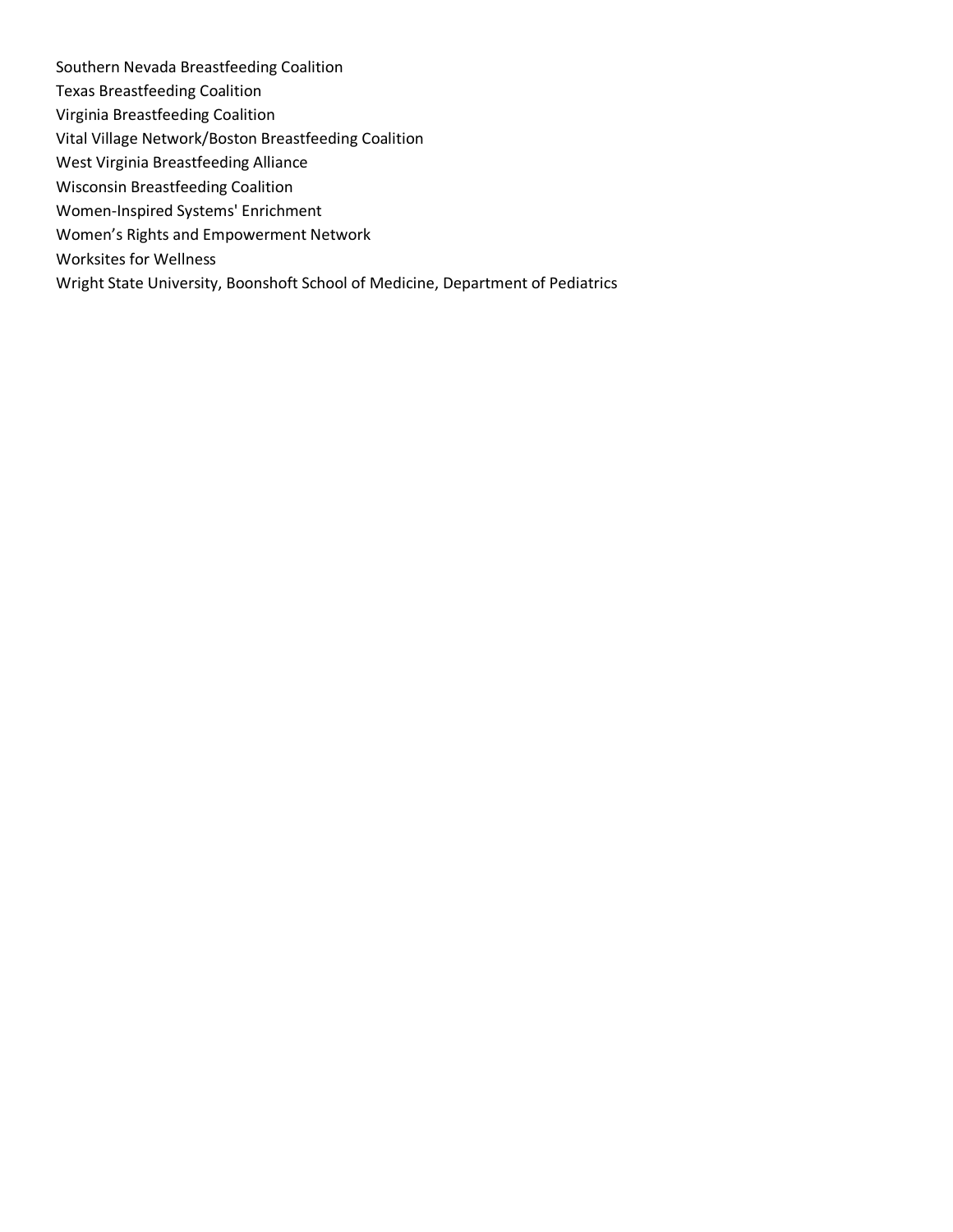Southern Nevada Breastfeeding Coalition
Texas Breastfeeding Coalition
Virginia Breastfeeding Coalition
Vital Village Network/Boston Breastfeeding Coalition
West Virginia Breastfeeding Alliance
Wisconsin Breastfeeding Coalition
Women-Inspired Systems' Enrichment
Women's Rights and Empowerment Network
Worksites for Wellness
Wright State University, Boonshoft School of Medicine, Department of Pediatrics